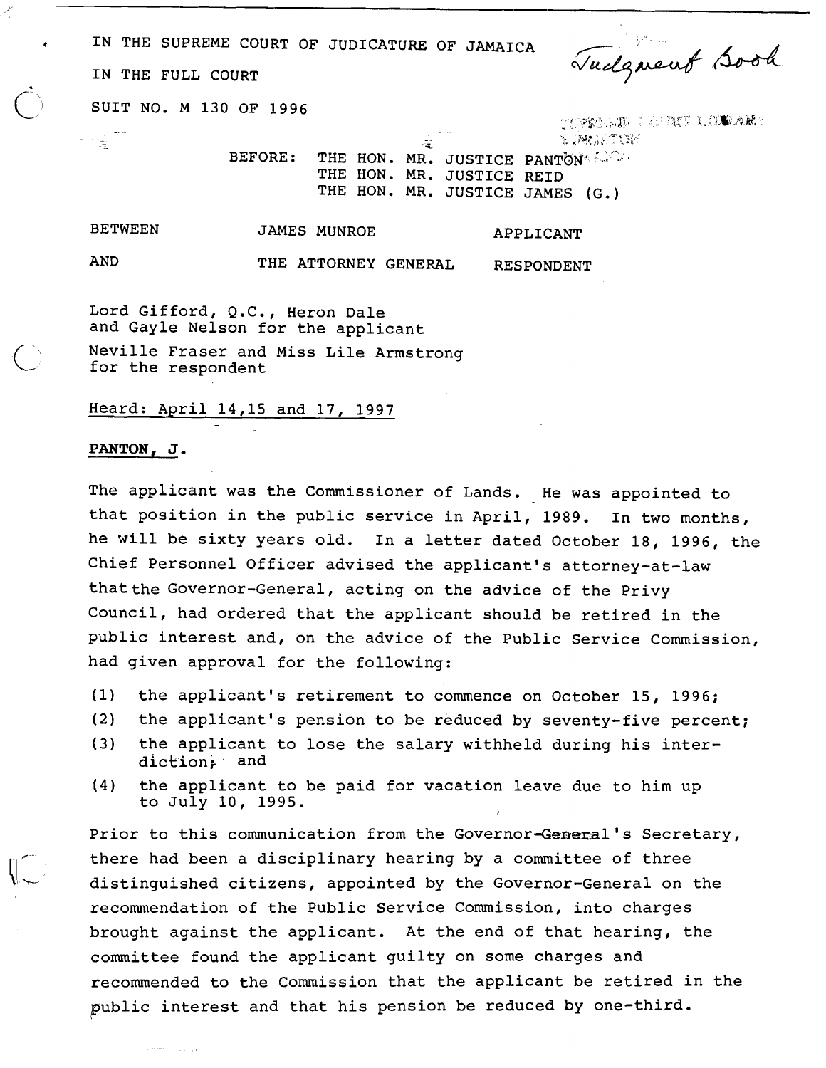IN THE SUPREME COURT OF JUDICATURE OF JAMAICA

IN THE FULL COURT

SUIT NO. M 130 OF 1996

Judgment Book

BEFORE: THE HON. MR. JUSTICE PANTON
THE HON. MR. JUSTICE REID
THE HON. MR. JUSTICE JAMES (G.)

| | | |
|---|---|---|
| BETWEEN | JAMES MUNROE | APPLICANT |
| AND | THE ATTORNEY GENERAL | RESPONDENT |

Lord Gifford, Q.C., Heron Dale and Gayle Nelson for the applicant

Neville Fraser and Miss Lile Armstrong for the respondent

Heard: April 14,15 and 17, 1997

**PANTON, J.**

The applicant was the Commissioner of Lands. He was appointed to that position in the public service in April, 1989. In two months, he will be sixty years old. In a letter dated October 18, 1996, the Chief Personnel Officer advised the applicant's attorney-at-law that the Governor-General, acting on the advice of the Privy Council, had ordered that the applicant should be retired in the public interest and, on the advice of the Public Service Commission, had given approval for the following:

(1) the applicant's retirement to commence on October 15, 1996;

(2) the applicant's pension to be reduced by seventy-five percent;

(3) the applicant to lose the salary withheld during his interdiction; and

(4) the applicant to be paid for vacation leave due to him up to July 10, 1995.

Prior to this communication from the Governor-General's Secretary, there had been a disciplinary hearing by a committee of three distinguished citizens, appointed by the Governor-General on the recommendation of the Public Service Commission, into charges brought against the applicant. At the end of that hearing, the committee found the applicant guilty on some charges and recommended to the Commission that the applicant be retired in the public interest and that his pension be reduced by one-third.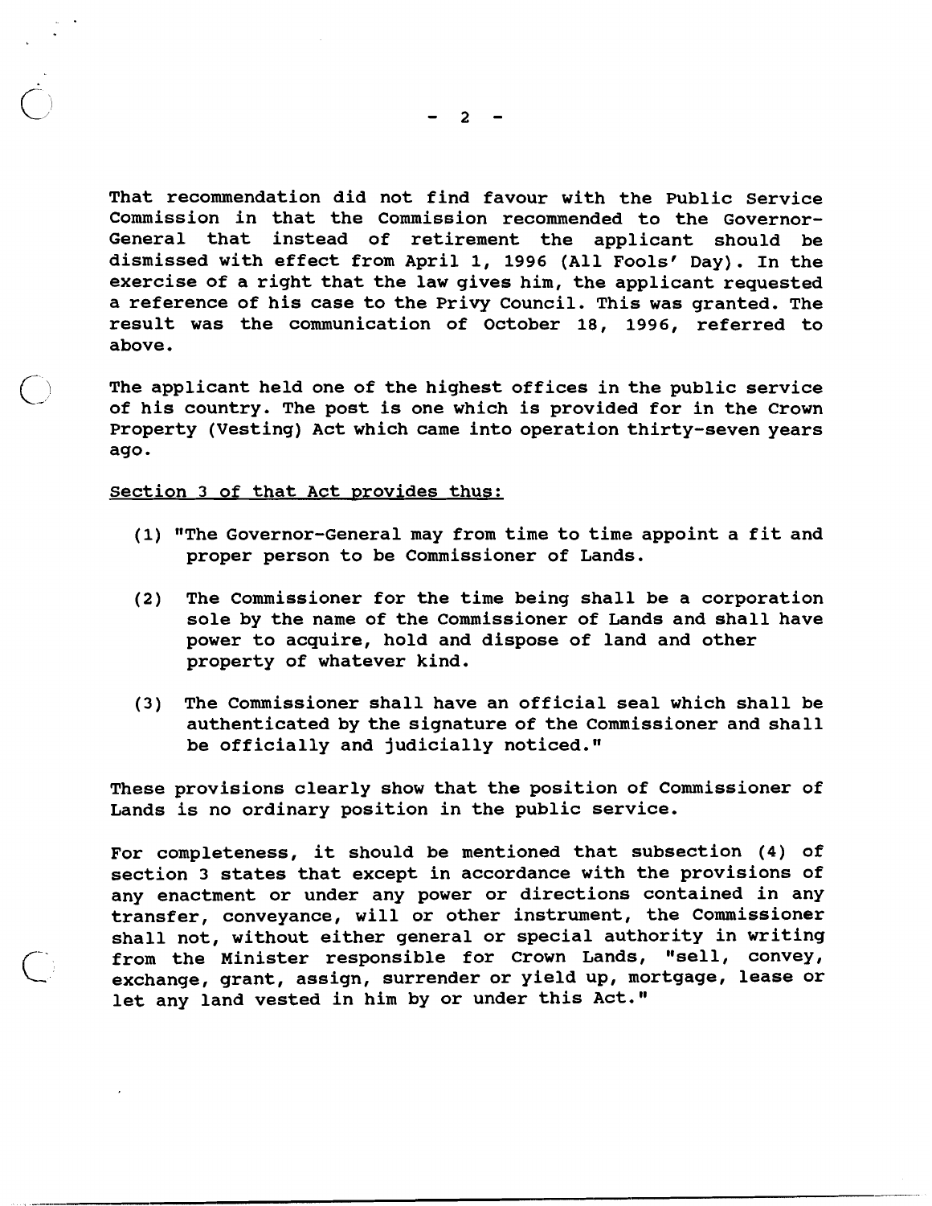That recommendation did not find favour with the Public Service Commission in that the Commission recommended to the Governor-General that instead of retirement the applicant should be dismissed with effect from April 1, 1996 (All Fools' Day). In the exercise of a right that the law gives him, the applicant requested a reference of his case to the Privy Council. This was granted. The result was the communication of October 18, 1996, referred to above.

The applicant held one of the highest offices in the public service of his country. The post is one which is provided for in the Crown Property (Vesting) Act which came into operation thirty-seven years ago.

<u>Section 3 of that Act provides thus:</u>

(1) "The Governor-General may from time to time appoint a fit and proper person to be Commissioner of Lands.

(2) The Commissioner for the time being shall be a corporation sole by the name of the Commissioner of Lands and shall have power to acquire, hold and dispose of land and other property of whatever kind.

(3) The Commissioner shall have an official seal which shall be authenticated by the signature of the Commissioner and shall be officially and judicially noticed."

These provisions clearly show that the position of Commissioner of Lands is no ordinary position in the public service.

For completeness, it should be mentioned that subsection (4) of section 3 states that except in accordance with the provisions of any enactment or under any power or directions contained in any transfer, conveyance, will or other instrument, the Commissioner shall not, without either general or special authority in writing from the Minister responsible for Crown Lands, "sell, convey, exchange, grant, assign, surrender or yield up, mortgage, lease or let any land vested in him by or under this Act."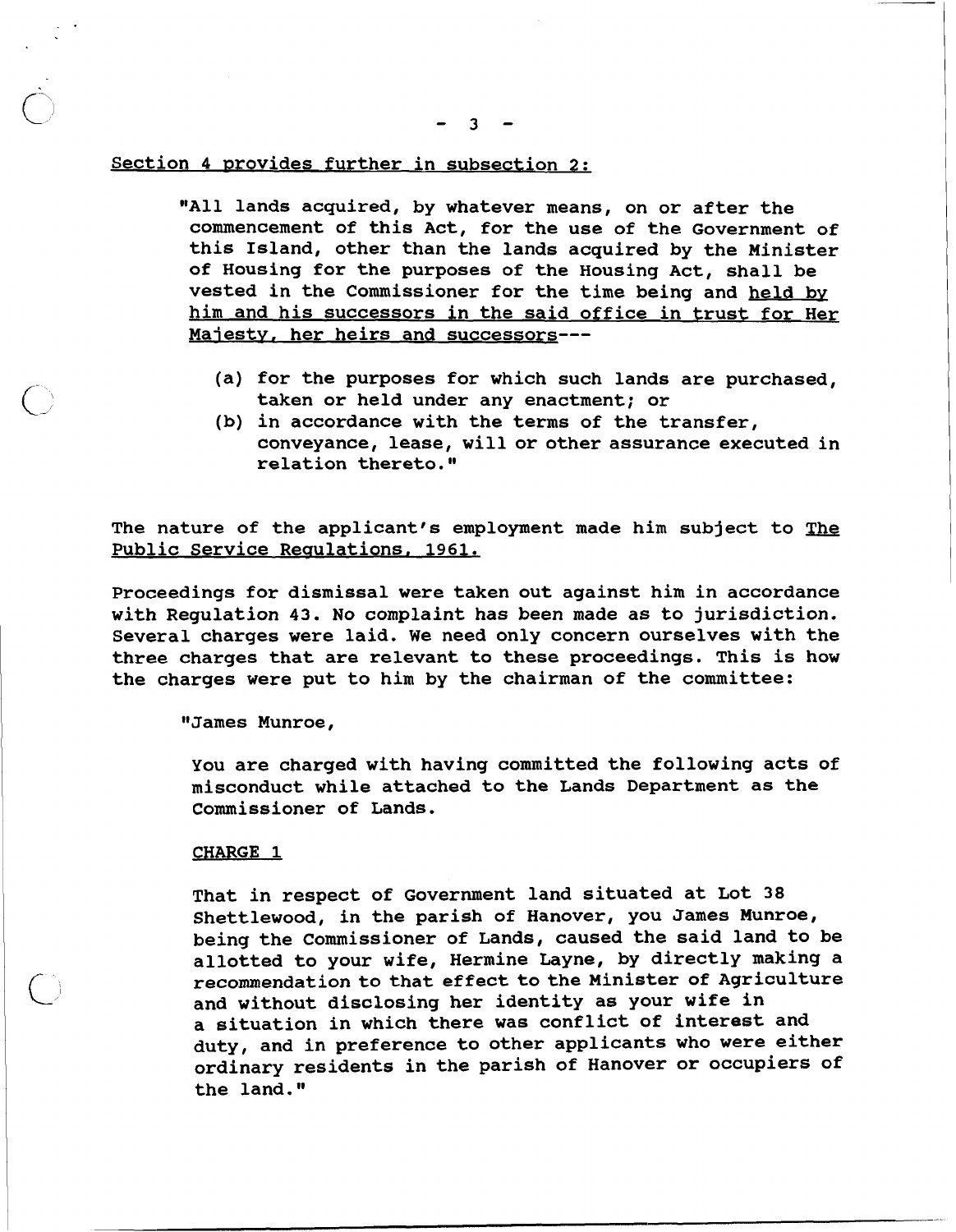Section 4 provides further in subsection 2:

> "All lands acquired, by whatever means, on or after the commencement of this Act, for the use of the Government of this Island, other than the lands acquired by the Minister of Housing for the purposes of the Housing Act, shall be vested in the Commissioner for the time being and held by him and his successors in the said office in trust for Her Majesty, her heirs and successors---
>
> (a) for the purposes for which such lands are purchased, taken or held under any enactment; or
>
> (b) in accordance with the terms of the transfer, conveyance, lease, will or other assurance executed in relation thereto."

The nature of the applicant's employment made him subject to The Public Service Regulations, 1961.

Proceedings for dismissal were taken out against him in accordance with Regulation 43. No complaint has been made as to jurisdiction. Several charges were laid. We need only concern ourselves with the three charges that are relevant to these proceedings. This is how the charges were put to him by the chairman of the committee:

> "James Munroe,
>
> You are charged with having committed the following acts of misconduct while attached to the Lands Department as the Commissioner of Lands.
>
> CHARGE 1
>
> That in respect of Government land situated at Lot 38 Shettlewood, in the parish of Hanover, you James Munroe, being the Commissioner of Lands, caused the said land to be allotted to your wife, Hermine Layne, by directly making a recommendation to that effect to the Minister of Agriculture and without disclosing her identity as your wife in a situation in which there was conflict of interest and duty, and in preference to other applicants who were either ordinary residents in the parish of Hanover or occupiers of the land."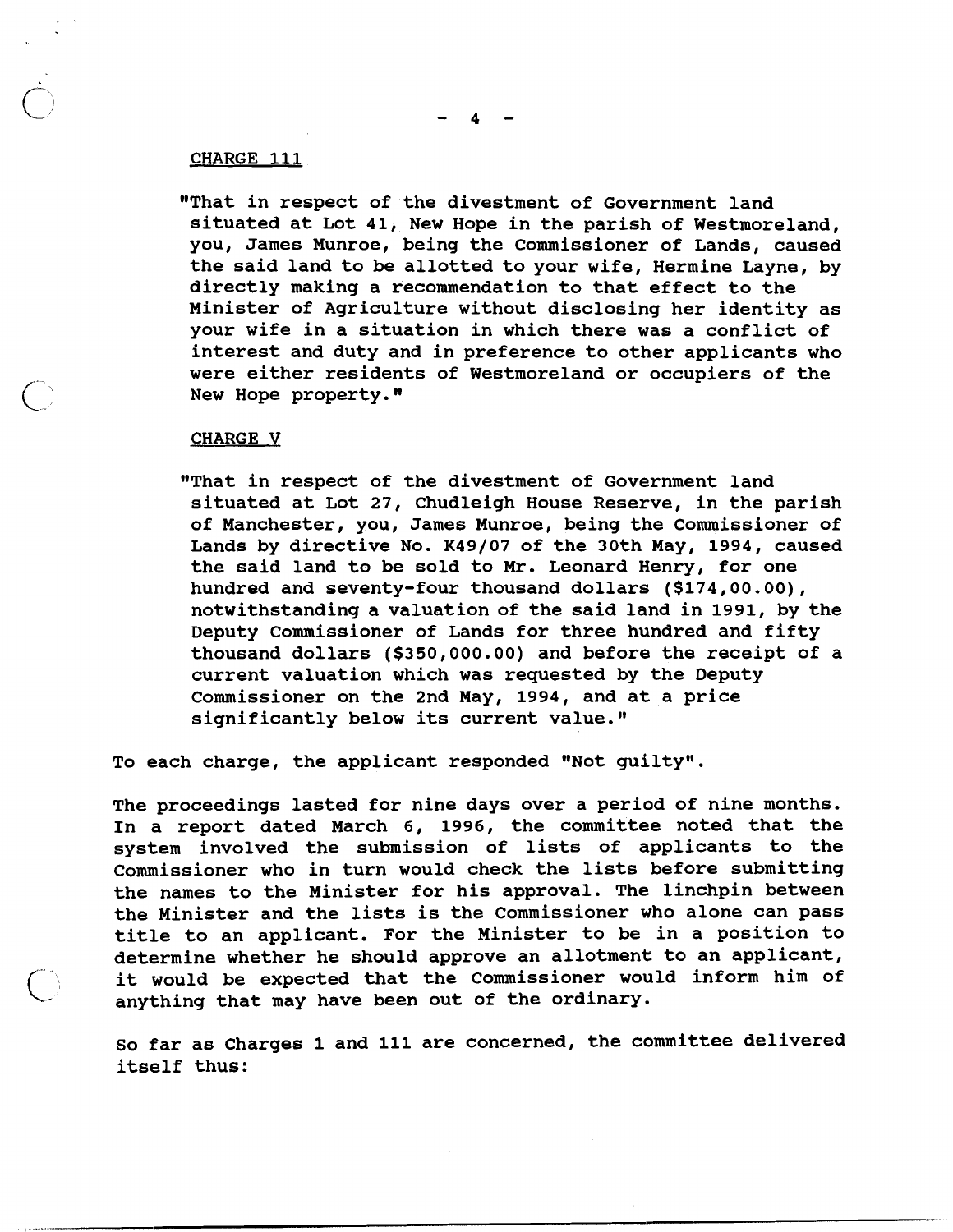CHARGE 111

"That in respect of the divestment of Government land situated at Lot 41, New Hope in the parish of Westmoreland, you, James Munroe, being the Commissioner of Lands, caused the said land to be allotted to your wife, Hermine Layne, by directly making a recommendation to that effect to the Minister of Agriculture without disclosing her identity as your wife in a situation in which there was a conflict of interest and duty and in preference to other applicants who were either residents of Westmoreland or occupiers of the New Hope property."

CHARGE V

"That in respect of the divestment of Government land situated at Lot 27, Chudleigh House Reserve, in the parish of Manchester, you, James Munroe, being the Commissioner of Lands by directive No. K49/07 of the 30th May, 1994, caused the said land to be sold to Mr. Leonard Henry, for one hundred and seventy-four thousand dollars ($174,00.00), notwithstanding a valuation of the said land in 1991, by the Deputy Commissioner of Lands for three hundred and fifty thousand dollars ($350,000.00) and before the receipt of a current valuation which was requested by the Deputy Commissioner on the 2nd May, 1994, and at a price significantly below its current value."

To each charge, the applicant responded "Not guilty".

The proceedings lasted for nine days over a period of nine months. In a report dated March 6, 1996, the committee noted that the system involved the submission of lists of applicants to the Commissioner who in turn would check the lists before submitting the names to the Minister for his approval. The linchpin between the Minister and the lists is the Commissioner who alone can pass title to an applicant. For the Minister to be in a position to determine whether he should approve an allotment to an applicant, it would be expected that the Commissioner would inform him of anything that may have been out of the ordinary.

So far as Charges 1 and 111 are concerned, the committee delivered itself thus: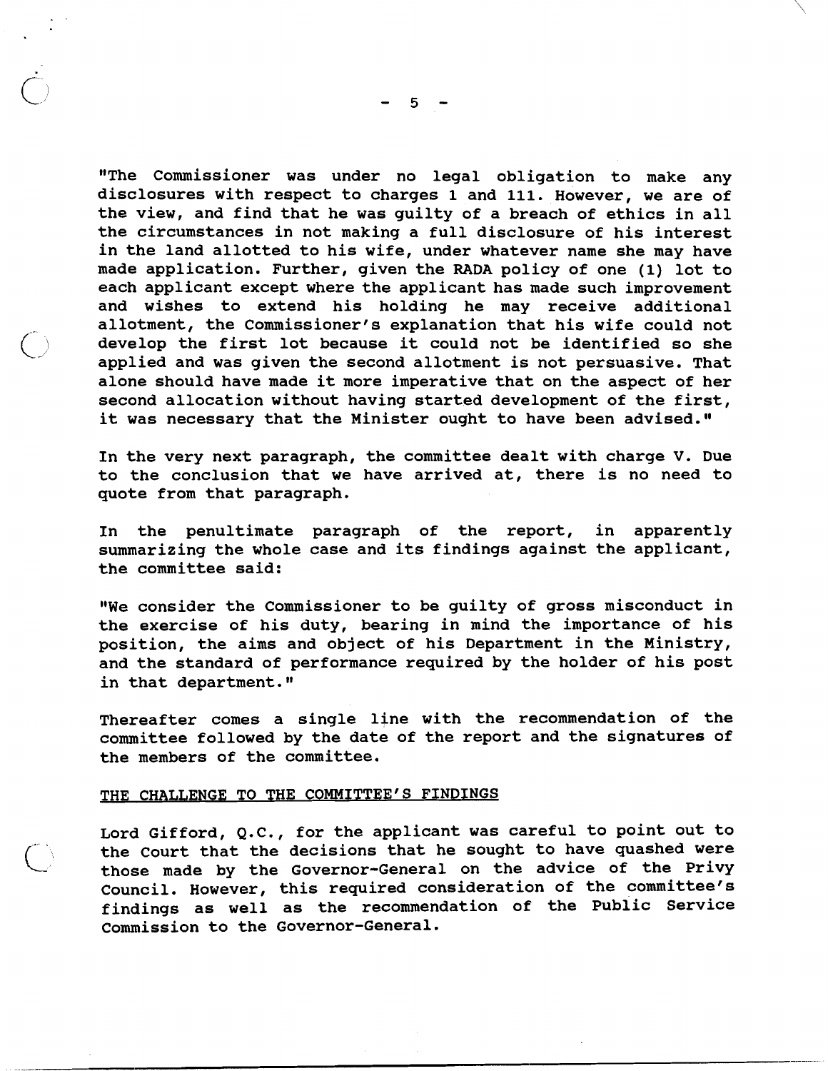"The Commissioner was under no legal obligation to make any disclosures with respect to charges 1 and 111. However, we are of the view, and find that he was guilty of a breach of ethics in all the circumstances in not making a full disclosure of his interest in the land allotted to his wife, under whatever name she may have made application. Further, given the RADA policy of one (1) lot to each applicant except where the applicant has made such improvement and wishes to extend his holding he may receive additional allotment, the Commissioner's explanation that his wife could not develop the first lot because it could not be identified so she applied and was given the second allotment is not persuasive. That alone should have made it more imperative that on the aspect of her second allocation without having started development of the first, it was necessary that the Minister ought to have been advised."

In the very next paragraph, the committee dealt with charge V. Due to the conclusion that we have arrived at, there is no need to quote from that paragraph.

In the penultimate paragraph of the report, in apparently summarizing the whole case and its findings against the applicant, the committee said:

"We consider the Commissioner to be guilty of gross misconduct in the exercise of his duty, bearing in mind the importance of his position, the aims and object of his Department in the Ministry, and the standard of performance required by the holder of his post in that department."

Thereafter comes a single line with the recommendation of the committee followed by the date of the report and the signatures of the members of the committee.

## THE CHALLENGE TO THE COMMITTEE'S FINDINGS

Lord Gifford, Q.C., for the applicant was careful to point out to the Court that the decisions that he sought to have quashed were those made by the Governor-General on the advice of the Privy Council. However, this required consideration of the committee's findings as well as the recommendation of the Public Service Commission to the Governor-General.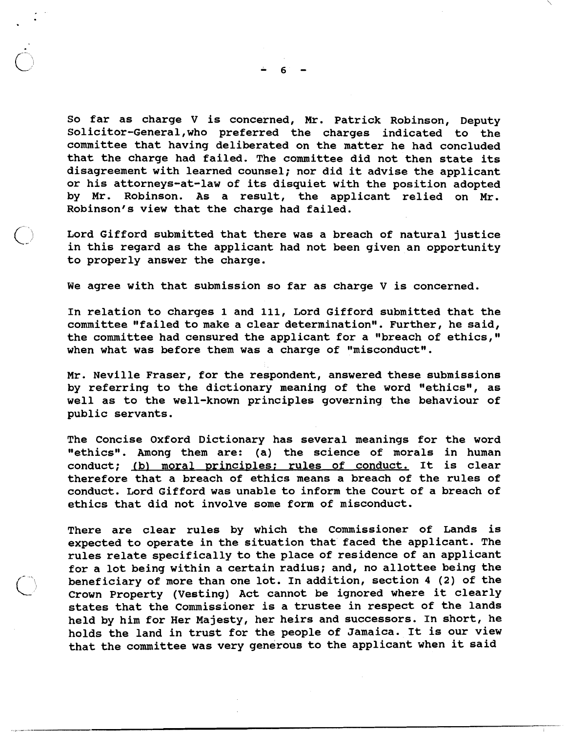So far as charge V is concerned, Mr. Patrick Robinson, Deputy Solicitor-General,who preferred the charges indicated to the committee that having deliberated on the matter he had concluded that the charge had failed. The committee did not then state its disagreement with learned counsel; nor did it advise the applicant or his attorneys-at-law of its disquiet with the position adopted by Mr. Robinson. As a result, the applicant relied on Mr. Robinson's view that the charge had failed.

Lord Gifford submitted that there was a breach of natural justice in this regard as the applicant had not been given an opportunity to properly answer the charge.

We agree with that submission so far as charge V is concerned.

In relation to charges 1 and 111, Lord Gifford submitted that the committee "failed to make a clear determination". Further, he said, the committee had censured the applicant for a "breach of ethics," when what was before them was a charge of "misconduct".

Mr. Neville Fraser, for the respondent, answered these submissions by referring to the dictionary meaning of the word "ethics", as well as to the well-known principles governing the behaviour of public servants.

The Concise Oxford Dictionary has several meanings for the word "ethics". Among them are: (a) the science of morals in human conduct; (b) moral principles; rules of conduct. It is clear therefore that a breach of ethics means a breach of the rules of conduct. Lord Gifford was unable to inform the Court of a breach of ethics that did not involve some form of misconduct.

There are clear rules by which the Commissioner of Lands is expected to operate in the situation that faced the applicant. The rules relate specifically to the place of residence of an applicant for a lot being within a certain radius; and, no allottee being the beneficiary of more than one lot. In addition, section 4 (2) of the Crown Property (Vesting) Act cannot be ignored where it clearly states that the Commissioner is a trustee in respect of the lands held by him for Her Majesty, her heirs and successors. In short, he holds the land in trust for the people of Jamaica. It is our view that the committee was very generous to the applicant when it said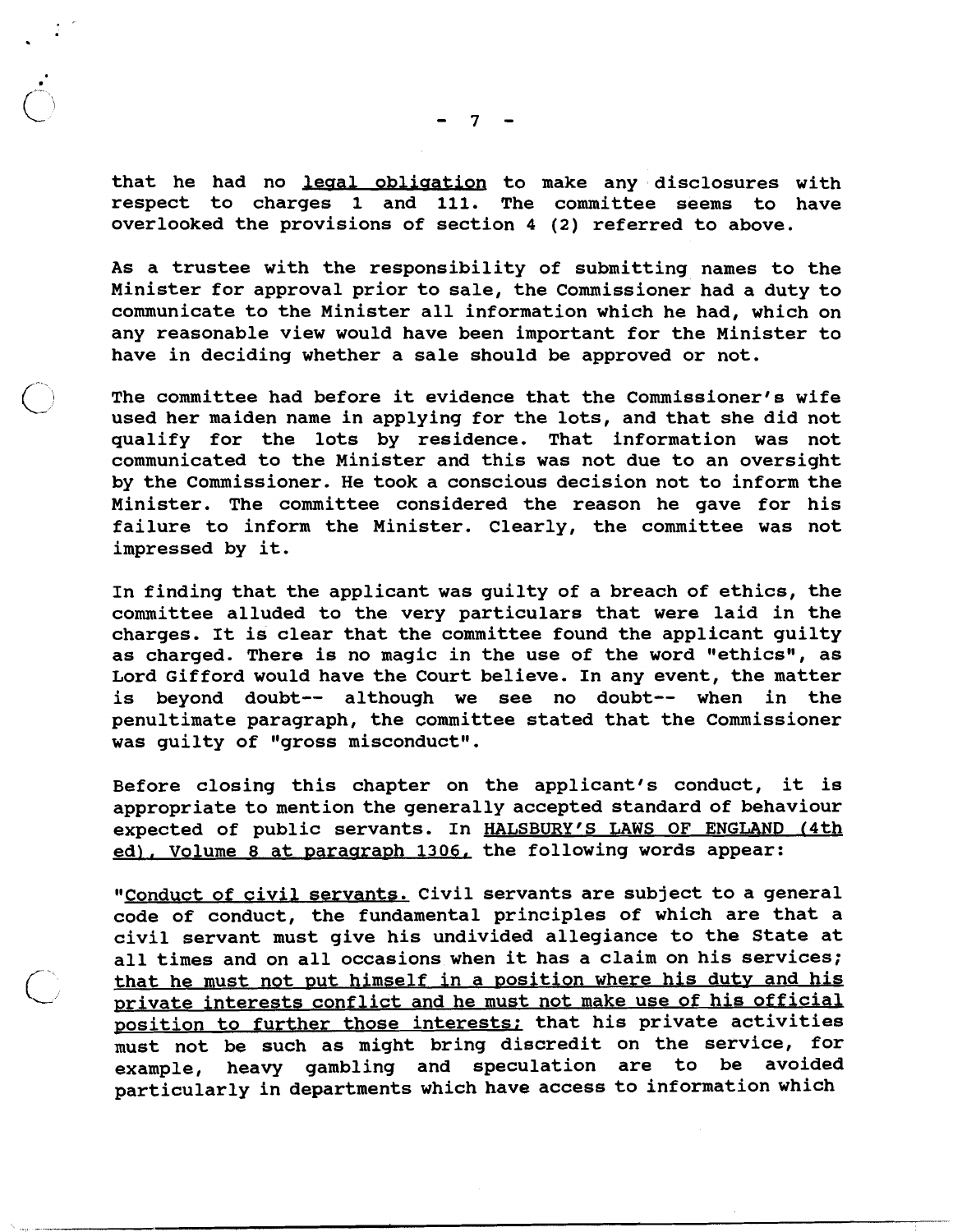that he had no <u>legal obligation</u> to make any disclosures with respect to charges 1 and 111. The committee seems to have overlooked the provisions of section 4 (2) referred to above.

As a trustee with the responsibility of submitting names to the Minister for approval prior to sale, the Commissioner had a duty to communicate to the Minister all information which he had, which on any reasonable view would have been important for the Minister to have in deciding whether a sale should be approved or not.

The committee had before it evidence that the Commissioner's wife used her maiden name in applying for the lots, and that she did not qualify for the lots by residence. That information was not communicated to the Minister and this was not due to an oversight by the Commissioner. He took a conscious decision not to inform the Minister. The committee considered the reason he gave for his failure to inform the Minister. Clearly, the committee was not impressed by it.

In finding that the applicant was guilty of a breach of ethics, the committee alluded to the very particulars that were laid in the charges. It is clear that the committee found the applicant guilty as charged. There is no magic in the use of the word "ethics", as Lord Gifford would have the Court believe. In any event, the matter is beyond doubt-- although we see no doubt-- when in the penultimate paragraph, the committee stated that the Commissioner was guilty of "gross misconduct".

Before closing this chapter on the applicant's conduct, it is appropriate to mention the generally accepted standard of behaviour expected of public servants. In <u>HALSBURY'S LAWS OF ENGLAND (4th ed), Volume 8 at paragraph 1306,</u> the following words appear:

"<u>Conduct of civil servants.</u> Civil servants are subject to a general code of conduct, the fundamental principles of which are that a civil servant must give his undivided allegiance to the State at all times and on all occasions when it has a claim on his services; <u>that he must not put himself in a position where his duty and his private interests conflict and he must not make use of his official position to further those interests;</u> that his private activities must not be such as might bring discredit on the service, for example, heavy gambling and speculation are to be avoided particularly in departments which have access to information which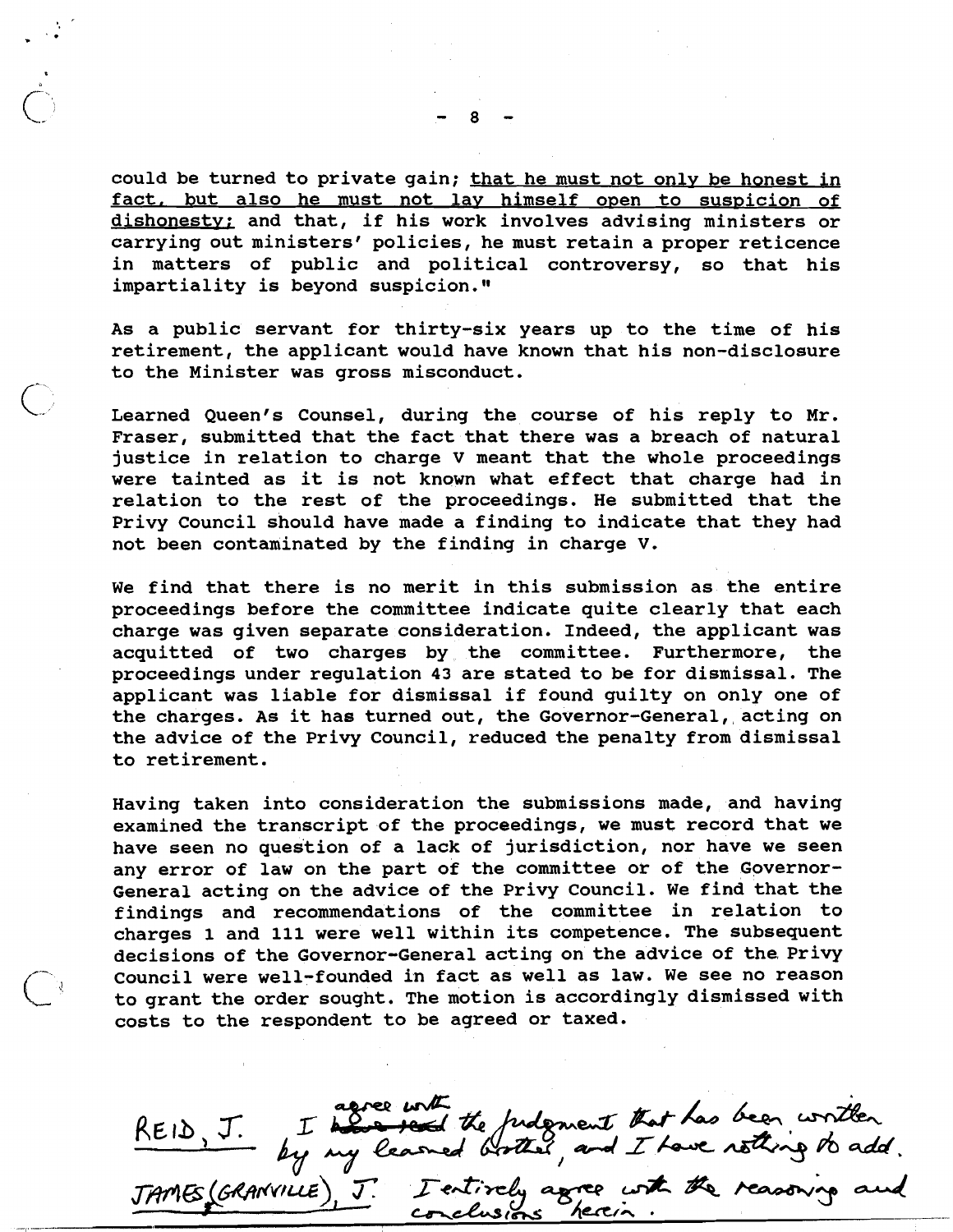could be turned to private gain; <u>that he must not only be honest in fact, but also he must not lay himself open to suspicion of dishonesty;</u> and that, if his work involves advising ministers or carrying out ministers' policies, he must retain a proper reticence in matters of public and political controversy, so that his impartiality is beyond suspicion."

As a public servant for thirty-six years up to the time of his retirement, the applicant would have known that his non-disclosure to the Minister was gross misconduct.

Learned Queen's Counsel, during the course of his reply to Mr. Fraser, submitted that the fact that there was a breach of natural justice in relation to charge V meant that the whole proceedings were tainted as it is not known what effect that charge had in relation to the rest of the proceedings. He submitted that the Privy Council should have made a finding to indicate that they had not been contaminated by the finding in charge V.

We find that there is no merit in this submission as the entire proceedings before the committee indicate quite clearly that each charge was given separate consideration. Indeed, the applicant was acquitted of two charges by the committee. Furthermore, the proceedings under regulation 43 are stated to be for dismissal. The applicant was liable for dismissal if found guilty on only one of the charges. As it has turned out, the Governor-General, acting on the advice of the Privy Council, reduced the penalty from dismissal to retirement.

Having taken into consideration the submissions made, and having examined the transcript of the proceedings, we must record that we have seen no question of a lack of jurisdiction, nor have we seen any error of law on the part of the committee or of the Governor-General acting on the advice of the Privy Council. We find that the findings and recommendations of the committee in relation to charges 1 and 111 were well within its competence. The subsequent decisions of the Governor-General acting on the advice of the Privy Council were well-founded in fact as well as law. We see no reason to grant the order sought. The motion is accordingly dismissed with costs to the respondent to be agreed or taxed.

<u>REID, J.</u> I ~~have read~~ agree with the judgment that has been written by my learned brother, and I have nothing to add.

<u>JAMES (GRANVILLE), J.</u> I entirely agree with the reasoning and conclusions herein.